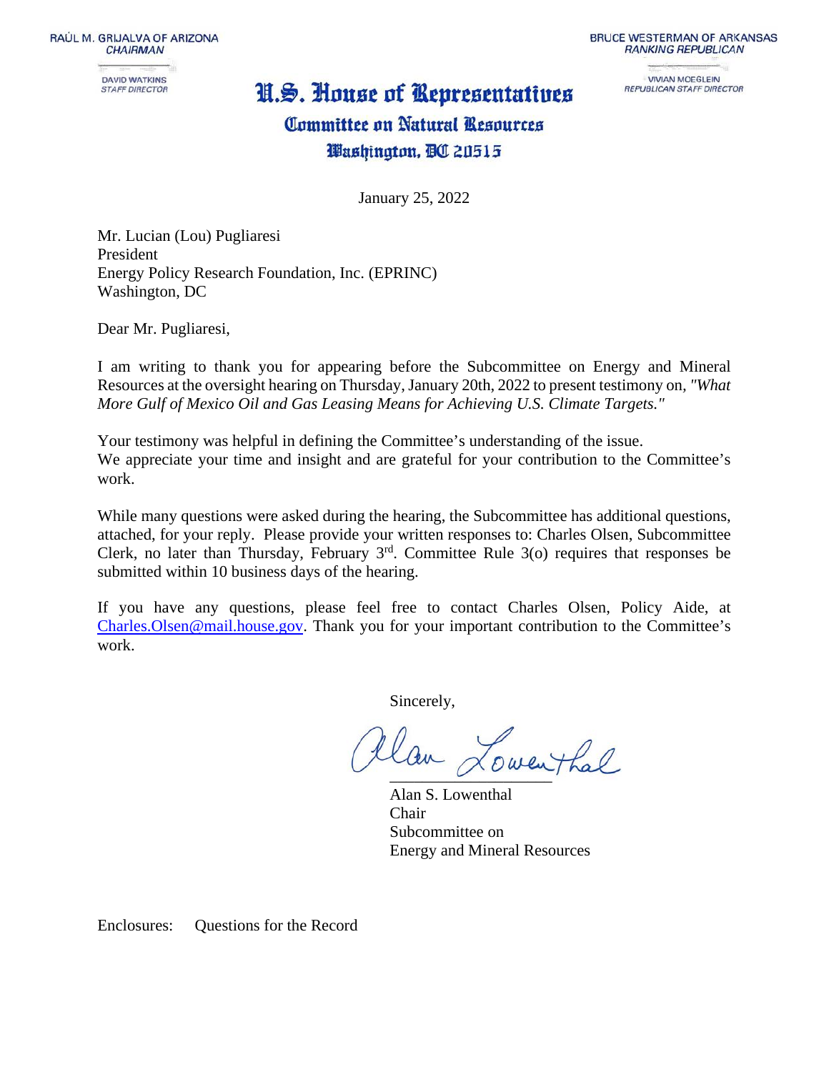RAÚL M. GRIJALVA OF ARIZONA
*CHAIRMAN*

DAVID WATKINS
*STAFF DIRECTOR*

BRUCE WESTERMAN OF ARKANSAS
*RANKING REPUBLICAN*

VIVIAN MOEGLEIN
*REPUBLICAN STAFF DIRECTOR*

# U.S. House of Representatives
## Committee on Natural Resources
### Washington, DC 20515

January 25, 2022

Mr. Lucian (Lou) Pugliaresi
President
Energy Policy Research Foundation, Inc. (EPRINC)
Washington, DC

Dear Mr. Pugliaresi,

I am writing to thank you for appearing before the Subcommittee on Energy and Mineral Resources at the oversight hearing on Thursday, January 20th, 2022 to present testimony on, *"What More Gulf of Mexico Oil and Gas Leasing Means for Achieving U.S. Climate Targets."*

Your testimony was helpful in defining the Committee's understanding of the issue.
We appreciate your time and insight and are grateful for your contribution to the Committee's work.

While many questions were asked during the hearing, the Subcommittee has additional questions, attached, for your reply. Please provide your written responses to: Charles Olsen, Subcommittee Clerk, no later than Thursday, February 3rd. Committee Rule 3(o) requires that responses be submitted within 10 business days of the hearing.

If you have any questions, please feel free to contact Charles Olsen, Policy Aide, at Charles.Olsen@mail.house.gov. Thank you for your important contribution to the Committee's work.

Sincerely,

Alan Lowenthal

Alan S. Lowenthal
Chair
Subcommittee on
Energy and Mineral Resources

Enclosures: Questions for the Record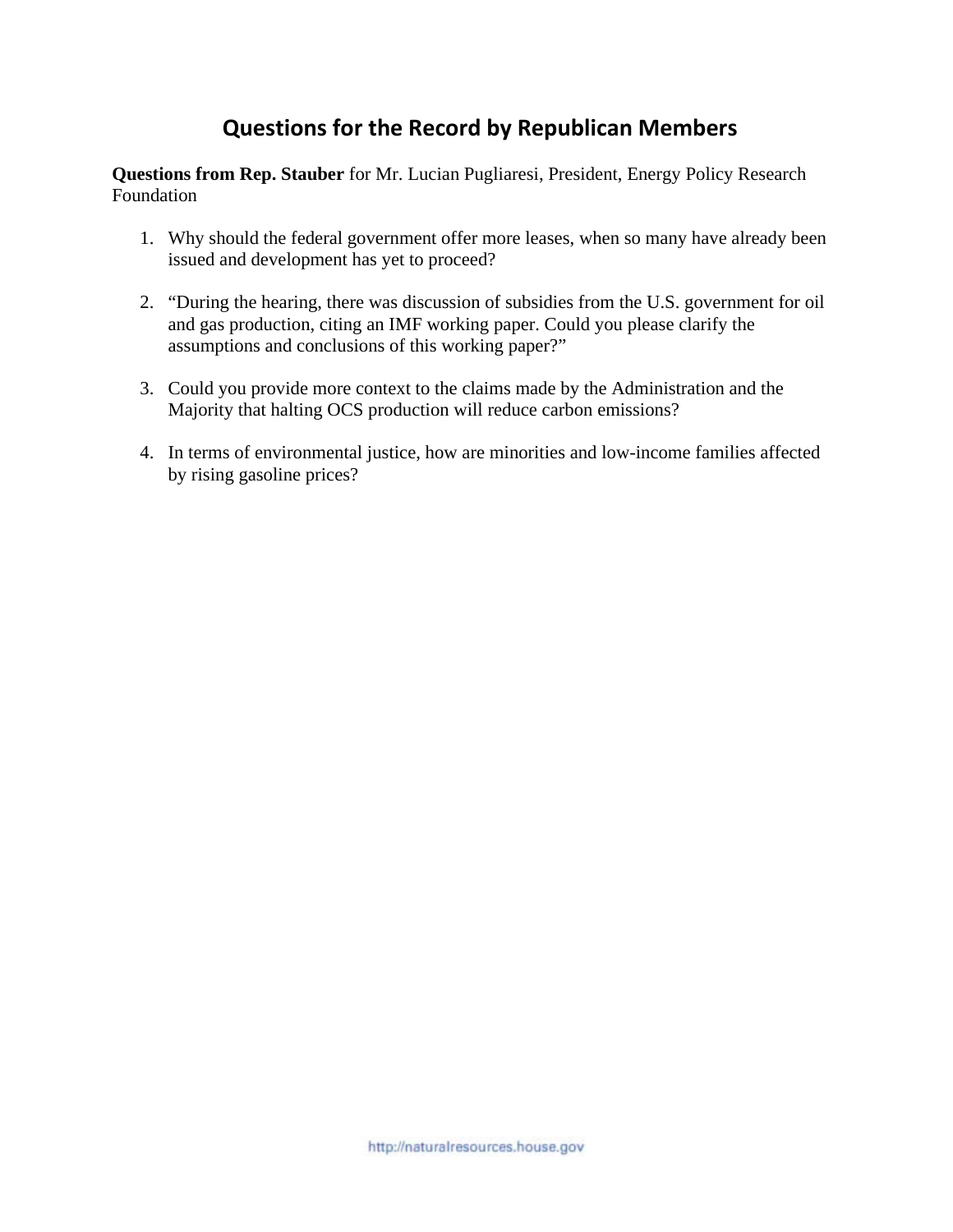# Questions for the Record by Republican Members

**Questions from Rep. Stauber** for Mr. Lucian Pugliaresi, President, Energy Policy Research Foundation

1. Why should the federal government offer more leases, when so many have already been issued and development has yet to proceed?

2. "During the hearing, there was discussion of subsidies from the U.S. government for oil and gas production, citing an IMF working paper. Could you please clarify the assumptions and conclusions of this working paper?"

3. Could you provide more context to the claims made by the Administration and the Majority that halting OCS production will reduce carbon emissions?

4. In terms of environmental justice, how are minorities and low-income families affected by rising gasoline prices?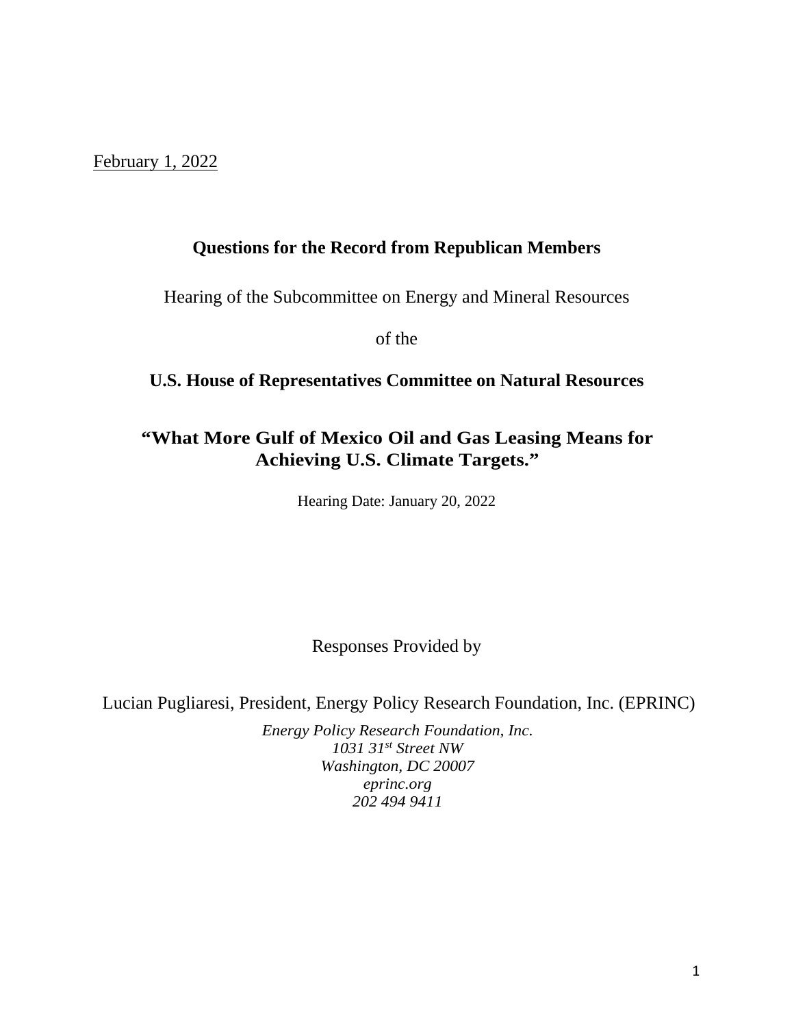February 1, 2022

**Questions for the Record from Republican Members**

Hearing of the Subcommittee on Energy and Mineral Resources

of the

**U.S. House of Representatives Committee on Natural Resources**

# "What More Gulf of Mexico Oil and Gas Leasing Means for Achieving U.S. Climate Targets."

Hearing Date: January 20, 2022

Responses Provided by

Lucian Pugliaresi, President, Energy Policy Research Foundation, Inc. (EPRINC)

*Energy Policy Research Foundation, Inc.*
*1031 31st Street NW*
*Washington, DC 20007*
*eprinc.org*
*202 494 9411*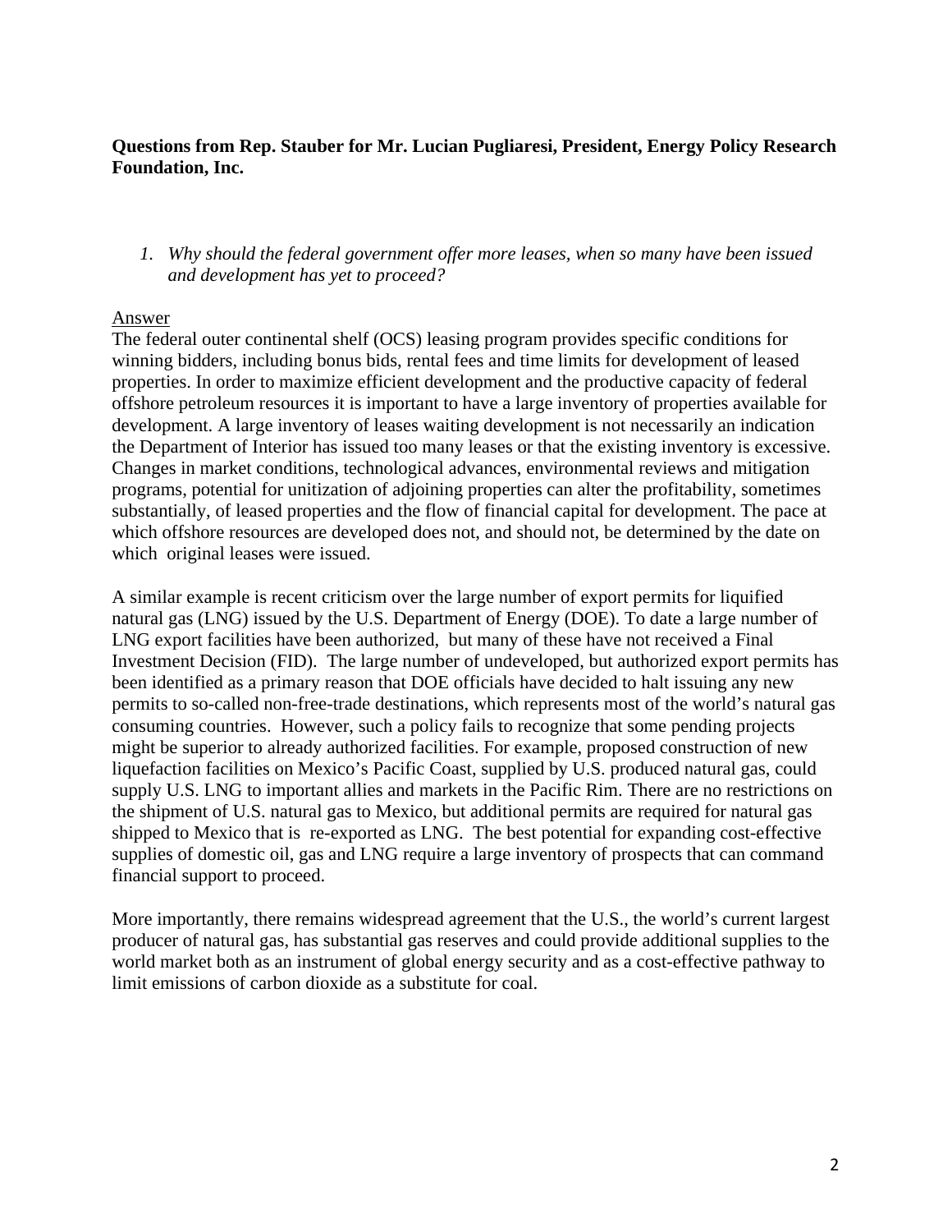**Questions from Rep. Stauber for Mr. Lucian Pugliaresi, President, Energy Policy Research Foundation, Inc.**

1. *Why should the federal government offer more leases, when so many have been issued and development has yet to proceed?*

Answer

The federal outer continental shelf (OCS) leasing program provides specific conditions for winning bidders, including bonus bids, rental fees and time limits for development of leased properties. In order to maximize efficient development and the productive capacity of federal offshore petroleum resources it is important to have a large inventory of properties available for development. A large inventory of leases waiting development is not necessarily an indication the Department of Interior has issued too many leases or that the existing inventory is excessive. Changes in market conditions, technological advances, environmental reviews and mitigation programs, potential for unitization of adjoining properties can alter the profitability, sometimes substantially, of leased properties and the flow of financial capital for development. The pace at which offshore resources are developed does not, and should not, be determined by the date on which original leases were issued.

A similar example is recent criticism over the large number of export permits for liquified natural gas (LNG) issued by the U.S. Department of Energy (DOE). To date a large number of LNG export facilities have been authorized, but many of these have not received a Final Investment Decision (FID). The large number of undeveloped, but authorized export permits has been identified as a primary reason that DOE officials have decided to halt issuing any new permits to so-called non-free-trade destinations, which represents most of the world's natural gas consuming countries. However, such a policy fails to recognize that some pending projects might be superior to already authorized facilities. For example, proposed construction of new liquefaction facilities on Mexico's Pacific Coast, supplied by U.S. produced natural gas, could supply U.S. LNG to important allies and markets in the Pacific Rim. There are no restrictions on the shipment of U.S. natural gas to Mexico, but additional permits are required for natural gas shipped to Mexico that is re-exported as LNG. The best potential for expanding cost-effective supplies of domestic oil, gas and LNG require a large inventory of prospects that can command financial support to proceed.

More importantly, there remains widespread agreement that the U.S., the world's current largest producer of natural gas, has substantial gas reserves and could provide additional supplies to the world market both as an instrument of global energy security and as a cost-effective pathway to limit emissions of carbon dioxide as a substitute for coal.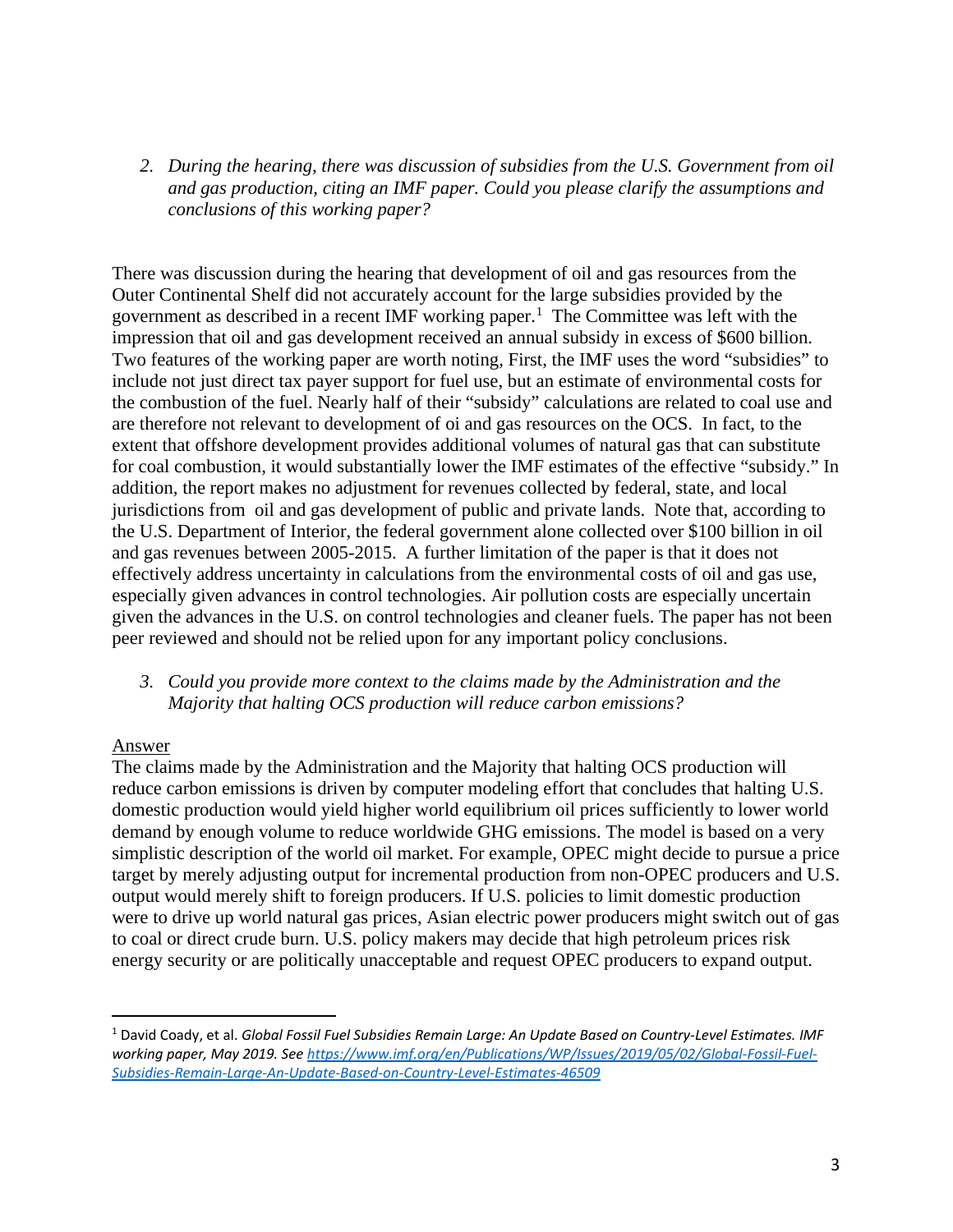2. *During the hearing, there was discussion of subsidies from the U.S. Government from oil and gas production, citing an IMF paper. Could you please clarify the assumptions and conclusions of this working paper?*

There was discussion during the hearing that development of oil and gas resources from the Outer Continental Shelf did not accurately account for the large subsidies provided by the government as described in a recent IMF working paper.[1] The Committee was left with the impression that oil and gas development received an annual subsidy in excess of $600 billion. Two features of the working paper are worth noting, First, the IMF uses the word "subsidies" to include not just direct tax payer support for fuel use, but an estimate of environmental costs for the combustion of the fuel. Nearly half of their "subsidy" calculations are related to coal use and are therefore not relevant to development of oi and gas resources on the OCS. In fact, to the extent that offshore development provides additional volumes of natural gas that can substitute for coal combustion, it would substantially lower the IMF estimates of the effective "subsidy." In addition, the report makes no adjustment for revenues collected by federal, state, and local jurisdictions from oil and gas development of public and private lands. Note that, according to the U.S. Department of Interior, the federal government alone collected over $100 billion in oil and gas revenues between 2005-2015. A further limitation of the paper is that it does not effectively address uncertainty in calculations from the environmental costs of oil and gas use, especially given advances in control technologies. Air pollution costs are especially uncertain given the advances in the U.S. on control technologies and cleaner fuels. The paper has not been peer reviewed and should not be relied upon for any important policy conclusions.

3. *Could you provide more context to the claims made by the Administration and the Majority that halting OCS production will reduce carbon emissions?*

Answer

The claims made by the Administration and the Majority that halting OCS production will reduce carbon emissions is driven by computer modeling effort that concludes that halting U.S. domestic production would yield higher world equilibrium oil prices sufficiently to lower world demand by enough volume to reduce worldwide GHG emissions. The model is based on a very simplistic description of the world oil market. For example, OPEC might decide to pursue a price target by merely adjusting output for incremental production from non-OPEC producers and U.S. output would merely shift to foreign producers. If U.S. policies to limit domestic production were to drive up world natural gas prices, Asian electric power producers might switch out of gas to coal or direct crude burn. U.S. policy makers may decide that high petroleum prices risk energy security or are politically unacceptable and request OPEC producers to expand output.

[1] David Coady, et al. *Global Fossil Fuel Subsidies Remain Large: An Update Based on Country-Level Estimates. IMF working paper, May 2019. See https://www.imf.org/en/Publications/WP/Issues/2019/05/02/Global-Fossil-Fuel-Subsidies-Remain-Large-An-Update-Based-on-Country-Level-Estimates-46509*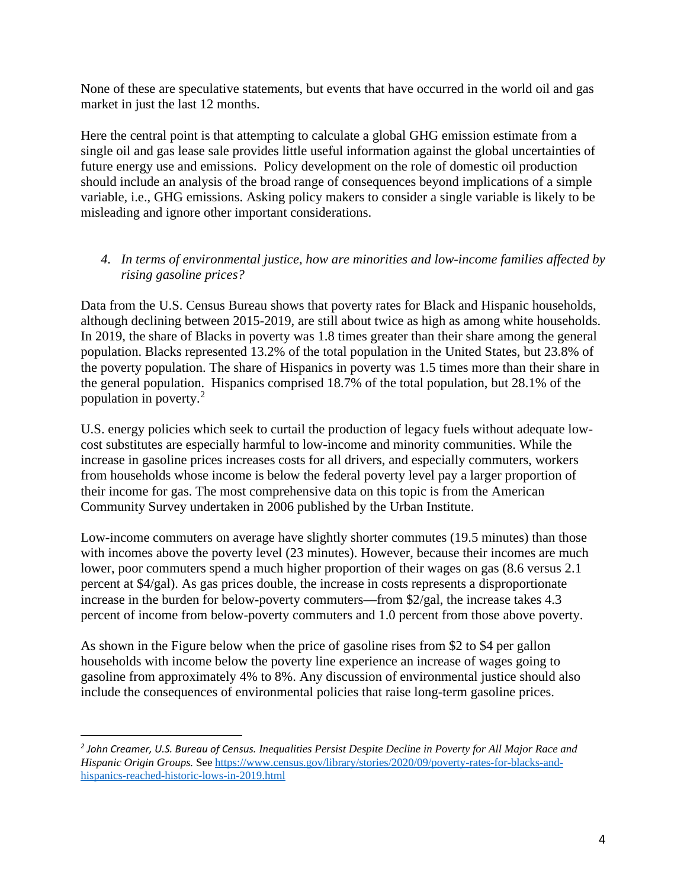None of these are speculative statements, but events that have occurred in the world oil and gas market in just the last 12 months.

Here the central point is that attempting to calculate a global GHG emission estimate from a single oil and gas lease sale provides little useful information against the global uncertainties of future energy use and emissions. Policy development on the role of domestic oil production should include an analysis of the broad range of consequences beyond implications of a simple variable, i.e., GHG emissions. Asking policy makers to consider a single variable is likely to be misleading and ignore other important considerations.

4. *In terms of environmental justice, how are minorities and low-income families affected by rising gasoline prices?*

Data from the U.S. Census Bureau shows that poverty rates for Black and Hispanic households, although declining between 2015-2019, are still about twice as high as among white households. In 2019, the share of Blacks in poverty was 1.8 times greater than their share among the general population. Blacks represented 13.2% of the total population in the United States, but 23.8% of the poverty population. The share of Hispanics in poverty was 1.5 times more than their share in the general population. Hispanics comprised 18.7% of the total population, but 28.1% of the population in poverty.[2]

U.S. energy policies which seek to curtail the production of legacy fuels without adequate low-cost substitutes are especially harmful to low-income and minority communities. While the increase in gasoline prices increases costs for all drivers, and especially commuters, workers from households whose income is below the federal poverty level pay a larger proportion of their income for gas. The most comprehensive data on this topic is from the American Community Survey undertaken in 2006 published by the Urban Institute.

Low-income commuters on average have slightly shorter commutes (19.5 minutes) than those with incomes above the poverty level (23 minutes). However, because their incomes are much lower, poor commuters spend a much higher proportion of their wages on gas (8.6 versus 2.1 percent at $4/gal). As gas prices double, the increase in costs represents a disproportionate increase in the burden for below-poverty commuters—from $2/gal, the increase takes 4.3 percent of income from below-poverty commuters and 1.0 percent from those above poverty.

As shown in the Figure below when the price of gasoline rises from $2 to $4 per gallon households with income below the poverty line experience an increase of wages going to gasoline from approximately 4% to 8%. Any discussion of environmental justice should also include the consequences of environmental policies that raise long-term gasoline prices.

---

[2] *John Creamer, U.S. Bureau of Census. Inequalities Persist Despite Decline in Poverty for All Major Race and Hispanic Origin Groups.* See https://www.census.gov/library/stories/2020/09/poverty-rates-for-blacks-and-hispanics-reached-historic-lows-in-2019.html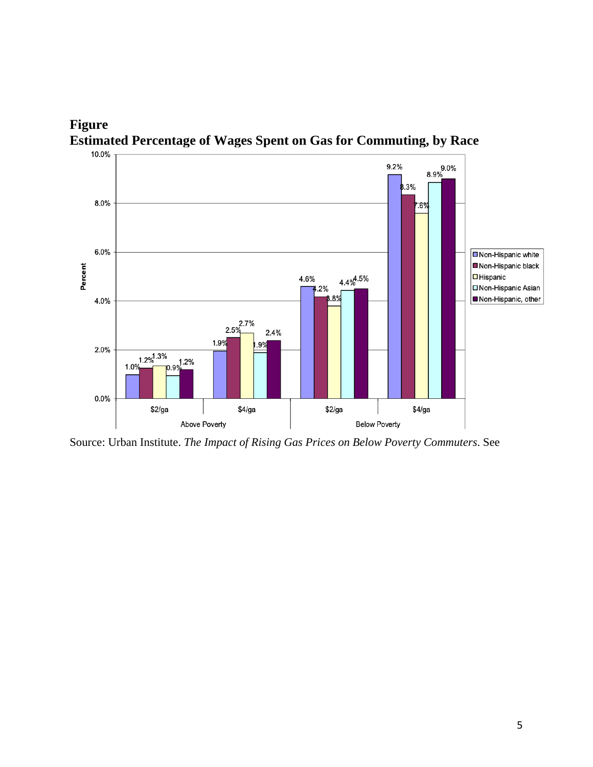**Figure**
**Estimated Percentage of Wages Spent on Gas for Commuting, by Race**

10.0%
8.0%
6.0%
4.0%
2.0%
0.0%

Percent

1.0% 1.2% 1.3% 0.9% 1.2%
1.9% 2.5% 2.7% 1.9% 2.4%
4.6% 4.2% 3.8% 4.4% 4.5%
9.2% 8.3% 7.6% 8.9% 9.0%

$2/ga
$4/ga
$2/ga
$4/ga

Above Poverty
Below Poverty

Non-Hispanic white
Non-Hispanic black
Hispanic
Non-Hispanic Asian
Non-Hispanic, other

Source: Urban Institute. *The Impact of Rising Gas Prices on Below Poverty Commuters*. See